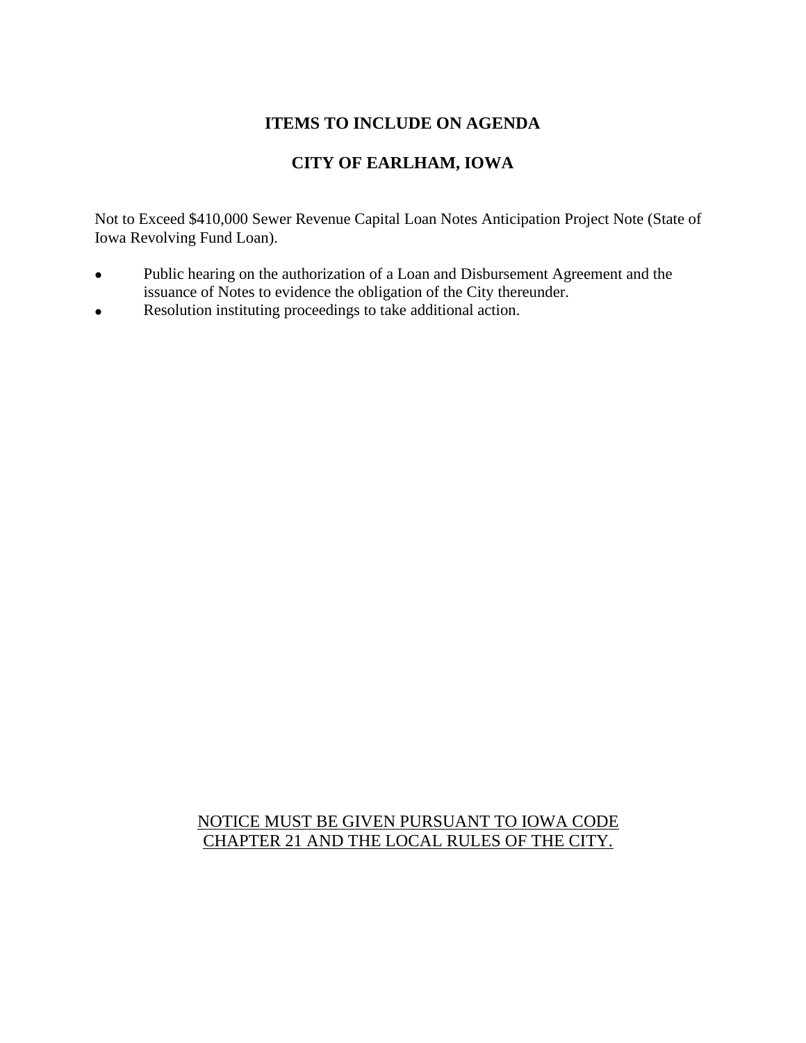# ITEMS TO INCLUDE ON AGENDA

# CITY OF EARLHAM, IOWA

Not to Exceed $410,000 Sewer Revenue Capital Loan Notes Anticipation Project Note (State of Iowa Revolving Fund Loan).

- Public hearing on the authorization of a Loan and Disbursement Agreement and the issuance of Notes to evidence the obligation of the City thereunder.
- Resolution instituting proceedings to take additional action.

<u>NOTICE MUST BE GIVEN PURSUANT TO IOWA CODE CHAPTER 21 AND THE LOCAL RULES OF THE CITY.</u>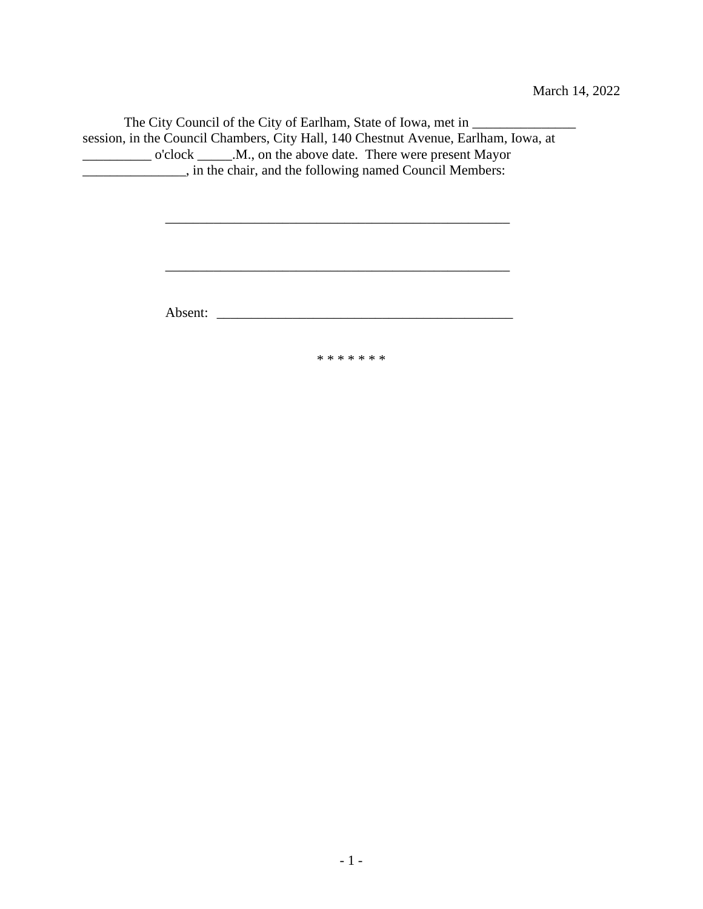March 14, 2022

The City Council of the City of Earlham, State of Iowa, met in _______________ session, in the Council Chambers, City Hall, 140 Chestnut Avenue, Earlham, Iowa, at __________ o'clock _____.M., on the above date. There were present Mayor _______________, in the chair, and the following named Council Members:

___________________________________________________

___________________________________________________

Absent: ____________________________________________

\* \* \* \* \* \* \*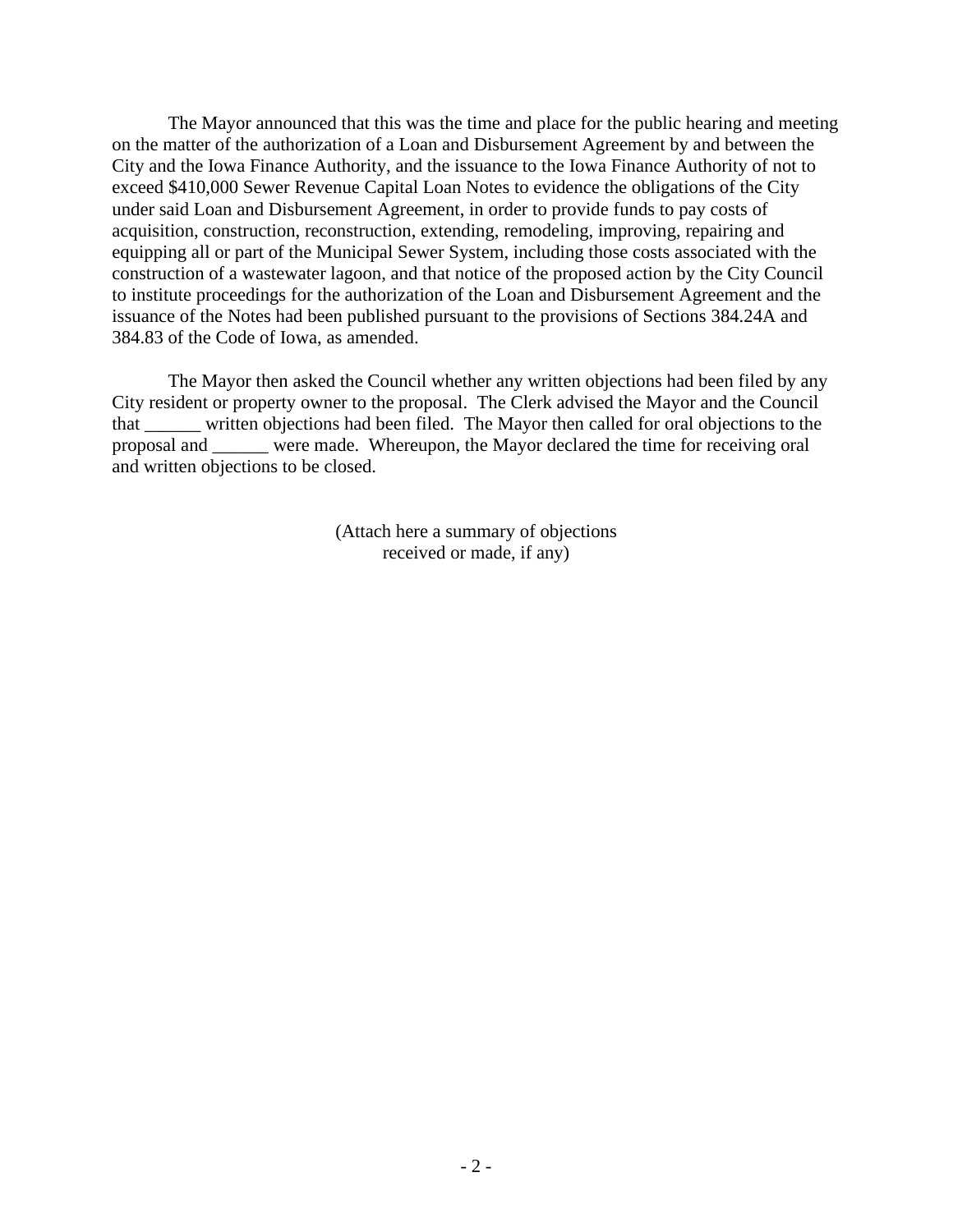The Mayor announced that this was the time and place for the public hearing and meeting on the matter of the authorization of a Loan and Disbursement Agreement by and between the City and the Iowa Finance Authority, and the issuance to the Iowa Finance Authority of not to exceed $410,000 Sewer Revenue Capital Loan Notes to evidence the obligations of the City under said Loan and Disbursement Agreement, in order to provide funds to pay costs of acquisition, construction, reconstruction, extending, remodeling, improving, repairing and equipping all or part of the Municipal Sewer System, including those costs associated with the construction of a wastewater lagoon, and that notice of the proposed action by the City Council to institute proceedings for the authorization of the Loan and Disbursement Agreement and the issuance of the Notes had been published pursuant to the provisions of Sections 384.24A and 384.83 of the Code of Iowa, as amended.

The Mayor then asked the Council whether any written objections had been filed by any City resident or property owner to the proposal. The Clerk advised the Mayor and the Council that ______ written objections had been filed. The Mayor then called for oral objections to the proposal and ______ were made. Whereupon, the Mayor declared the time for receiving oral and written objections to be closed.

(Attach here a summary of objections
received or made, if any)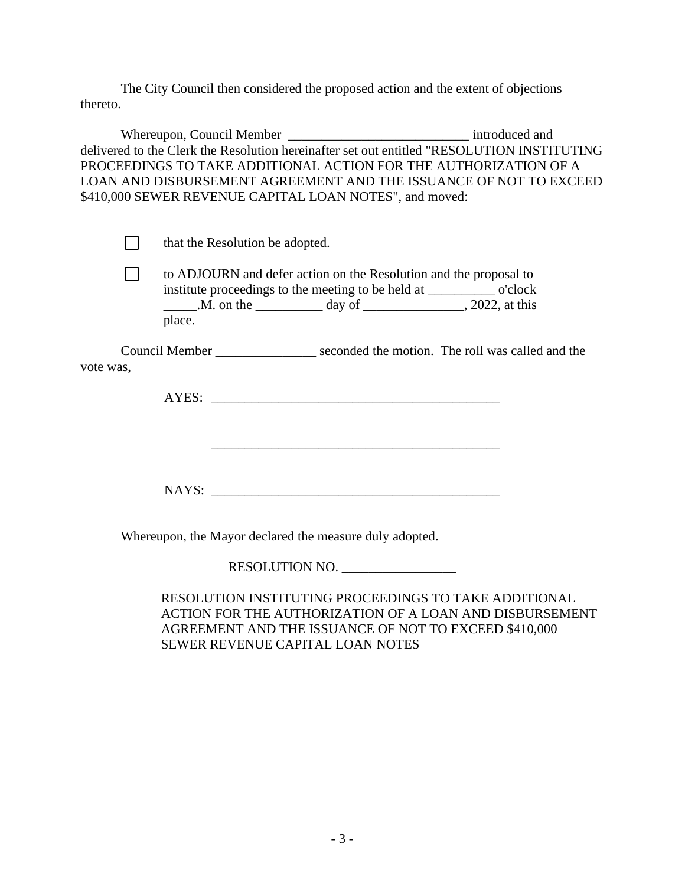The City Council then considered the proposed action and the extent of objections thereto.

Whereupon, Council Member ___________________________ introduced and delivered to the Clerk the Resolution hereinafter set out entitled "RESOLUTION INSTITUTING PROCEEDINGS TO TAKE ADDITIONAL ACTION FOR THE AUTHORIZATION OF A LOAN AND DISBURSEMENT AGREEMENT AND THE ISSUANCE OF NOT TO EXCEED $410,000 SEWER REVENUE CAPITAL LOAN NOTES", and moved:

☐ that the Resolution be adopted.

☐ to ADJOURN and defer action on the Resolution and the proposal to institute proceedings to the meeting to be held at __________ o'clock _____.M. on the __________ day of _______________, 2022, at this place.

Council Member _______________ seconded the motion. The roll was called and the vote was,

AYES: ____________________________________________

____________________________________________

NAYS: ____________________________________________

Whereupon, the Mayor declared the measure duly adopted.

RESOLUTION NO. _________________

RESOLUTION INSTITUTING PROCEEDINGS TO TAKE ADDITIONAL ACTION FOR THE AUTHORIZATION OF A LOAN AND DISBURSEMENT AGREEMENT AND THE ISSUANCE OF NOT TO EXCEED $410,000 SEWER REVENUE CAPITAL LOAN NOTES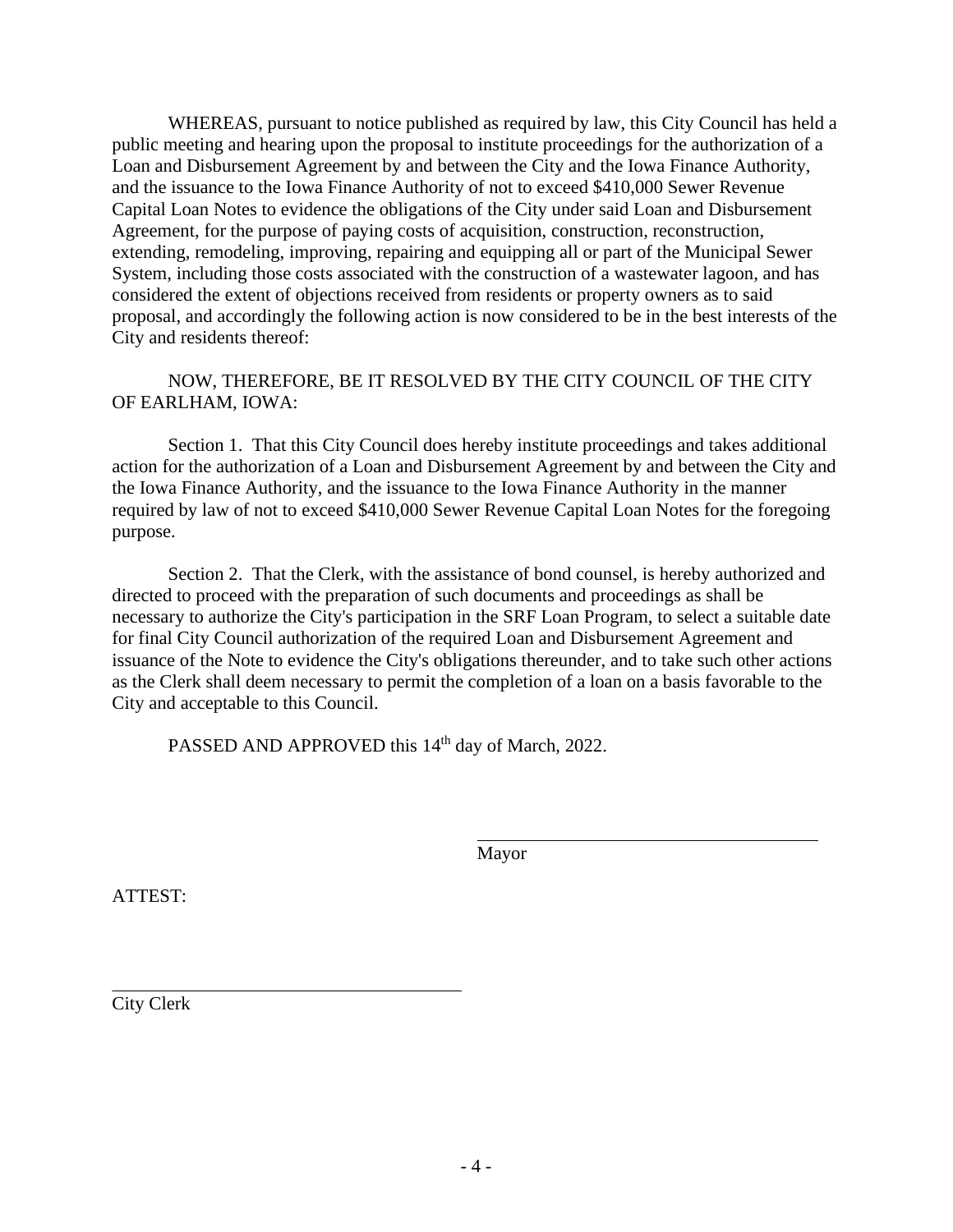WHEREAS, pursuant to notice published as required by law, this City Council has held a public meeting and hearing upon the proposal to institute proceedings for the authorization of a Loan and Disbursement Agreement by and between the City and the Iowa Finance Authority, and the issuance to the Iowa Finance Authority of not to exceed $410,000 Sewer Revenue Capital Loan Notes to evidence the obligations of the City under said Loan and Disbursement Agreement, for the purpose of paying costs of acquisition, construction, reconstruction, extending, remodeling, improving, repairing and equipping all or part of the Municipal Sewer System, including those costs associated with the construction of a wastewater lagoon, and has considered the extent of objections received from residents or property owners as to said proposal, and accordingly the following action is now considered to be in the best interests of the City and residents thereof:

NOW, THEREFORE, BE IT RESOLVED BY THE CITY COUNCIL OF THE CITY OF EARLHAM, IOWA:

Section 1. That this City Council does hereby institute proceedings and takes additional action for the authorization of a Loan and Disbursement Agreement by and between the City and the Iowa Finance Authority, and the issuance to the Iowa Finance Authority in the manner required by law of not to exceed $410,000 Sewer Revenue Capital Loan Notes for the foregoing purpose.

Section 2. That the Clerk, with the assistance of bond counsel, is hereby authorized and directed to proceed with the preparation of such documents and proceedings as shall be necessary to authorize the City's participation in the SRF Loan Program, to select a suitable date for final City Council authorization of the required Loan and Disbursement Agreement and issuance of the Note to evidence the City's obligations thereunder, and to take such other actions as the Clerk shall deem necessary to permit the completion of a loan on a basis favorable to the City and acceptable to this Council.

PASSED AND APPROVED this 14th day of March, 2022.

\_\_\_\_\_\_\_\_\_\_\_\_\_\_\_\_\_\_\_\_\_\_\_\_\_\_\_\_\_\_\_\_\_\_\_\_
Mayor

ATTEST:

\_\_\_\_\_\_\_\_\_\_\_\_\_\_\_\_\_\_\_\_\_\_\_\_\_\_\_\_\_\_\_\_\_\_\_\_
City Clerk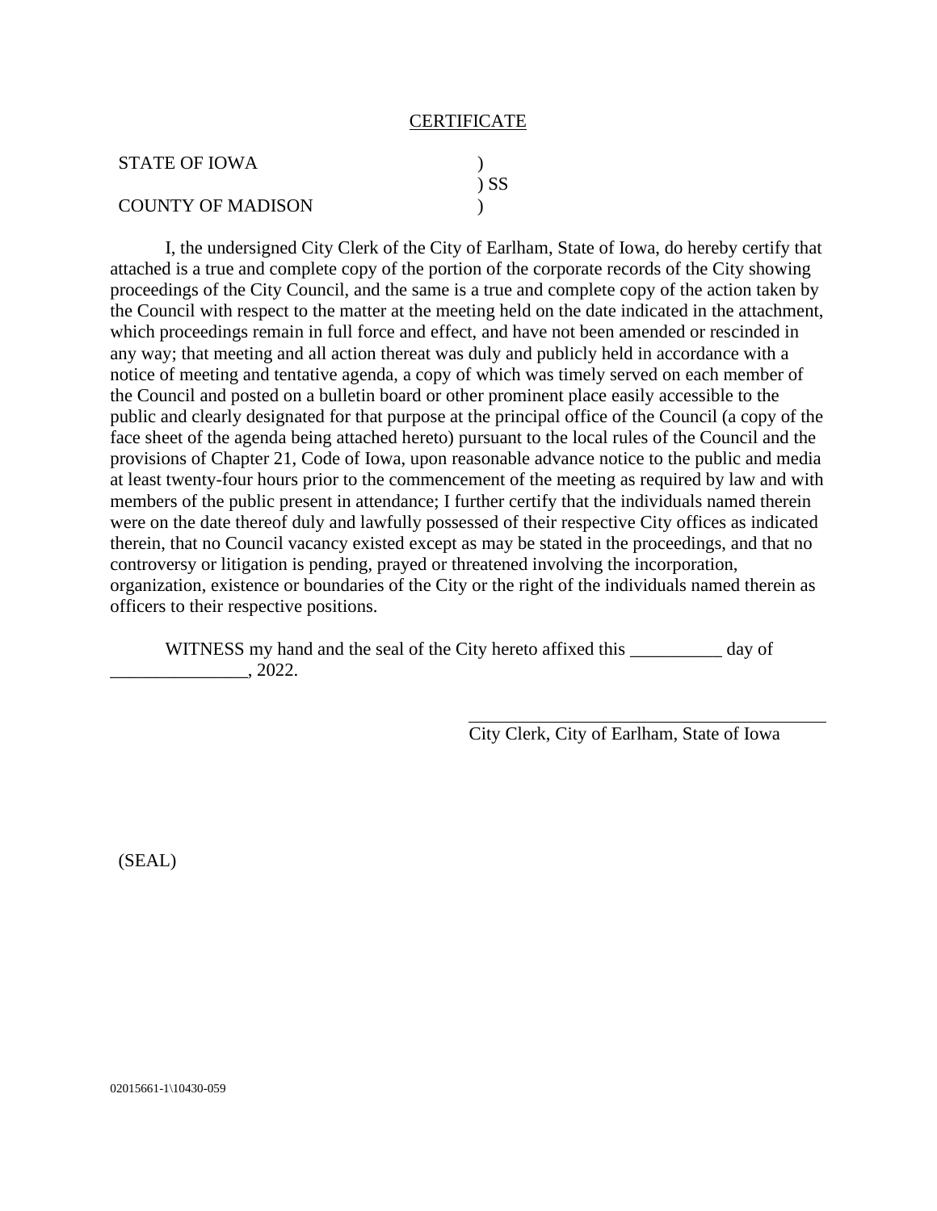CERTIFICATE

| | | |
|---|---|---|
| STATE OF IOWA | ) | |
| | ) SS | |
| COUNTY OF MADISON | ) | |

I, the undersigned City Clerk of the City of Earlham, State of Iowa, do hereby certify that attached is a true and complete copy of the portion of the corporate records of the City showing proceedings of the City Council, and the same is a true and complete copy of the action taken by the Council with respect to the matter at the meeting held on the date indicated in the attachment, which proceedings remain in full force and effect, and have not been amended or rescinded in any way; that meeting and all action thereat was duly and publicly held in accordance with a notice of meeting and tentative agenda, a copy of which was timely served on each member of the Council and posted on a bulletin board or other prominent place easily accessible to the public and clearly designated for that purpose at the principal office of the Council (a copy of the face sheet of the agenda being attached hereto) pursuant to the local rules of the Council and the provisions of Chapter 21, Code of Iowa, upon reasonable advance notice to the public and media at least twenty-four hours prior to the commencement of the meeting as required by law and with members of the public present in attendance; I further certify that the individuals named therein were on the date thereof duly and lawfully possessed of their respective City offices as indicated therein, that no Council vacancy existed except as may be stated in the proceedings, and that no controversy or litigation is pending, prayed or threatened involving the incorporation, organization, existence or boundaries of the City or the right of the individuals named therein as officers to their respective positions.

WITNESS my hand and the seal of the City hereto affixed this __________ day of _______________, 2022.

\_\_\_\_\_\_\_\_\_\_\_\_\_\_\_\_\_\_\_\_\_\_\_\_\_\_\_\_\_\_\_\_\_\_\_\_\_\_\_\_
City Clerk, City of Earlham, State of Iowa

(SEAL)

02015661-1\10430-059